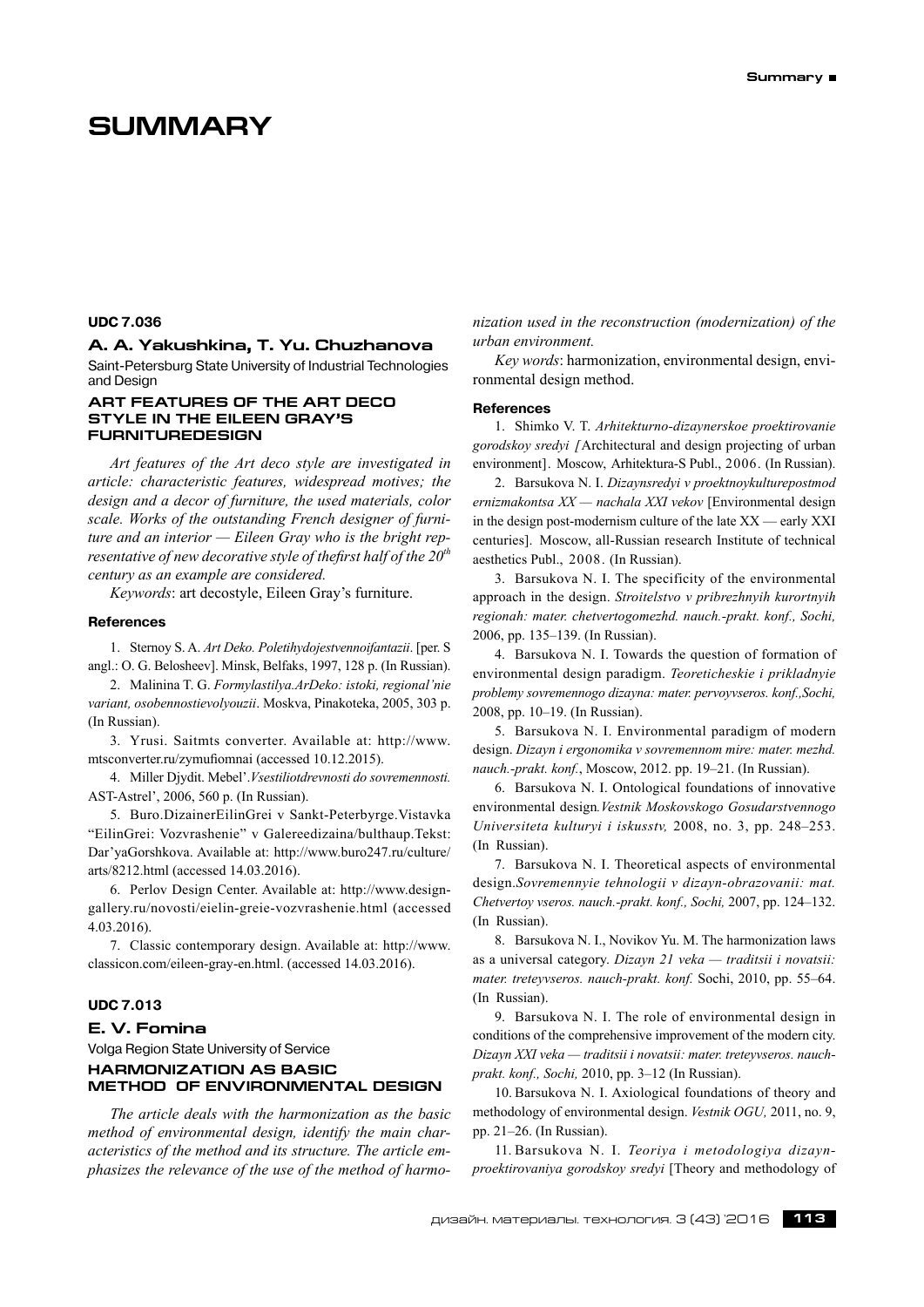# SUMMARY

**UDC 7.036**

### A. A. Yakushkina, T. Yu. Chuzhanova

Saint-Petersburg State University of Industrial Technologies and Design

#### ART FEATURES OF THE ART DECO STYLE IN THE EILEEN GRAY'S FURNITUREDESIGN

*Art features of the Art deco style are investigated in article: characteristic features, widespread motives; the design and a decor of furniture, the used materials, color scale. Works of the outstanding French designer of furniture and an interior — Eileen Gray who is the bright representative of new decorative style of thefirst half of the 20th century as an example are considered.*

*Keywords*: art decostyle, Eileen Gray's furniture.

**References**

1. Sternoy S. A. *Art Deko. Poletihydojestvennoifantazii*. [per. S angl.: O. G. Belosheev]. Minsk, Belfaks, 1997, 128 p. (In Russian).
2. Malinina T. G. *Formylastilya.ArDeko: istoki, regional'nie variant, osobennostievolyouzii*. Moskva, Pinakoteka, 2005, 303 p. (In Russian).
3. Yrusi. Saitmts converter. Available at: http://www.mtsconverter.ru/zymufiomnai (accessed 10.12.2015).
4. Miller Djydit. Mebel'.*Vsestiliotdrevnosti do sovremennosti.* AST-Astrel', 2006, 560 p. (In Russian).
5. Buro.DizainerEilinGrei v Sankt-Peterbyrge.Vistavka "EilinGrei: Vozvrashenie" v Galereedizaina/bulthaup.Tekst: Dar'yaGorshkova. Available at: http://www.buro247.ru/culture/arts/8212.html (accessed 14.03.2016).
6. Perlov Design Center. Available at: http://www.design-gallery.ru/novosti/eielin-greie-vozvrashenie.html (accessed 4.03.2016).
7. Classic contemporary design. Available at: http://www.classicon.com/eileen-gray-en.html. (accessed 14.03.2016).

**UDC 7.013**

### E. V. Fomina

Volga Region State University of Service

#### HARMONIZATION AS BASIC METHOD OF ENVIRONMENTAL DESIGN

*The article deals with the harmonization as the basic method of environmental design, identify the main characteristics of the method and its structure. The article emphasizes the relevance of the use of the method of harmonization used in the reconstruction (modernization) of the urban environment.*

*Key words*: harmonization, environmental design, environmental design method.

**References**

1. Shimko V. T. *Arhitekturno-dizaynerskoe proektirovanie gorodskoy sredyi [*Architectural and design projecting of urban environment]. Moscow, Arhitektura-S Publ., 2006. (In Russian).
2. Barsukova N. I. *Dizaynsredyi v proektnoykulturepostmod ernizmakontsa XX — nachala XXI vekov* [Environmental design in the design post-modernism culture of the late XX — early XXI centuries]. Moscow, all-Russian research Institute of technical aesthetics Publ., 2008. (In Russian).
3. Barsukova N. I. The specificity of the environmental approach in the design. *Stroitelstvo v pribrezhnyih kurortnyih regionah: mater. chetvertogomezhd. nauch.-prakt. konf., Sochi,* 2006, pp. 135–139. (In Russian).
4. Barsukova N. I. Towards the question of formation of environmental design paradigm. *Teoreticheskie i prikladnyie problemy sovremennogo dizayna: mater. pervoyvseros. konf.,Sochi,* 2008, pp. 10–19. (In Russian).
5. Barsukova N. I. Environmental paradigm of modern design. *Dizayn i ergonomika v sovremennom mire: mater. mezhd. nauch.-prakt. konf.*, Moscow, 2012. pp. 19–21. (In Russian).
6. Barsukova N. I. Ontological foundations of innovative environmental design*.Vestnik Moskovskogo Gosudarstvennogo Universiteta kulturyi i iskusstv,* 2008, no. 3, pp. 248–253. (In Russian).
7. Barsukova N. I. Theoretical aspects of environmental design.*Sovremennyie tehnologii v dizayn-obrazovanii: mat. Chetvertoy vseros. nauch.-prakt. konf., Sochi,* 2007, pp. 124–132. (In Russian).
8. Barsukova N. I., Novikov Yu. M. The harmonization laws as a universal category. *Dizayn 21 veka — traditsii i novatsii: mater. treteyvseros. nauch-prakt. konf.* Sochi, 2010, pp. 55–64. (In Russian).
9. Barsukova N. I. The role of environmental design in conditions of the comprehensive improvement of the modern city. *Dizayn XXI veka — traditsii i novatsii: mater. treteyvseros. nauch-prakt. konf., Sochi,* 2010, pp. 3–12 (In Russian).
10. Barsukova N. I. Axiological foundations of theory and methodology of environmental design. *Vestnik OGU,* 2011, no. 9, pp. 21–26. (In Russian).
11. Barsukova N. I. *Teoriya i metodologiya dizayn-proektirovaniya gorodskoy sredyi* [Theory and methodology of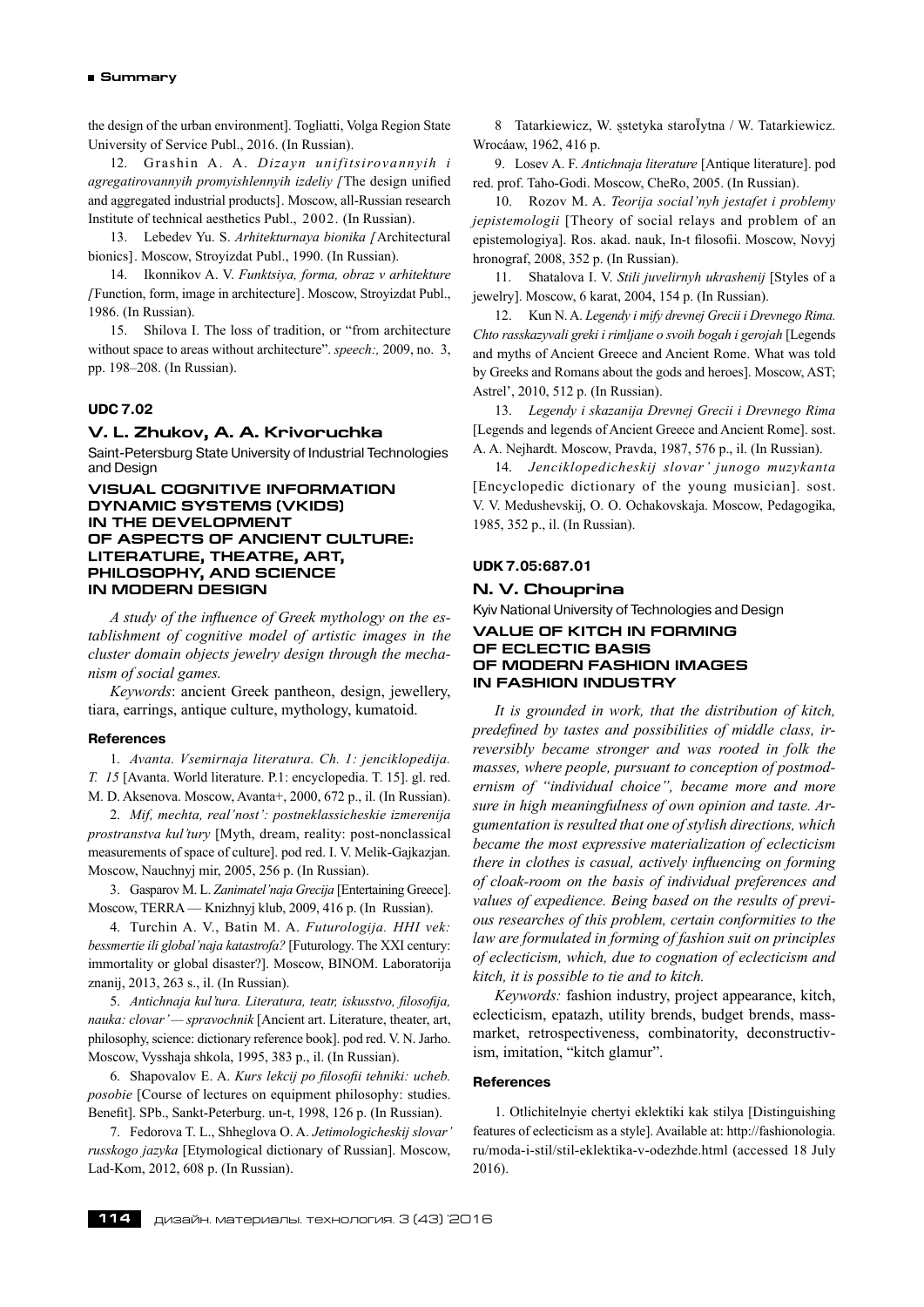the design of the urban environment]. Togliatti, Volga Region State University of Service Publ., 2016. (In Russian).

12. Grashin A. A. *Dizayn unifitsirovannyih i agregatirovannyih promyishlennyih izdeliy [*The design unified and aggregated industrial products]. Moscow, all-Russian research Institute of technical aesthetics Publ., 2002. (In Russian).

13. Lebedev Yu. S. *Arhitekturnaya bionika [*Architectural bionics]. Moscow, Stroyizdat Publ., 1990. (In Russian).

14. Ikonnikov A. V. *Funktsiya, forma, obraz v arhitekture [*Function, form, image in architecture]. Moscow, Stroyizdat Publ., 1986. (In Russian).

15. Shilova I. The loss of tradition, or "from architecture without space to areas without architecture". *speech:,* 2009, no. 3, pp. 198–208. (In Russian).

### UDC 7.02

## V. L. Zhukov, A. A. Krivoruchka

Saint-Petersburg State University of Industrial Technologies and Design

### VISUAL COGNITIVE INFORMATION DYNAMIC SYSTEMS (VKIDS) IN THE DEVELOPMENT OF ASPECTS OF ANCIENT CULTURE: LITERATURE, THEATRE, ART, PHILOSOPHY, AND SCIENCE IN MODERN DESIGN

*A study of the influence of Greek mythology on the establishment of cognitive model of artistic images in the cluster domain objects jewelry design through the mechanism of social games.*

*Keywords*: ancient Greek pantheon, design, jewellery, tiara, earrings, antique culture, mythology, kumatoid.

#### References

1. *Avanta. Vsemirnaja literatura. Ch. 1: jenciklopedija. T. 15* [Avanta. World literature. P.1: encyclopedia. T. 15]. gl. red. M. D. Aksenova. Moscow, Avanta+, 2000, 672 p., il. (In Russian).

2. *Mif, mechta, real'nost': postneklassicheskie izmerenija prostranstva kul'tury* [Myth, dream, reality: post-nonclassical measurements of space of culture]. pod red. I. V. Melik-Gajkazjan. Moscow, Nauchnyj mir, 2005, 256 p. (In Russian).

3. Gasparov M. L. *Zanimatel'naja Grecija* [Entertaining Greece]. Moscow, TERRA — Knizhnyj klub, 2009, 416 p. (In Russian).

4. Turchin A. V., Batin M. A. *Futurologija. HHI vek: bessmertie ili global'naja katastrofa?* [Futurology. The XXI century: immortality or global disaster?]. Moscow, BINOM. Laboratorija znanij, 2013, 263 s., il. (In Russian).

5. *Antichnaja kul'tura. Literatura, teatr, iskusstvo, filosofija, nauka: clovar' — spravochnik* [Ancient art. Literature, theater, art, philosophy, science: dictionary reference book]. pod red. V. N. Jarho. Moscow, Vysshaja shkola, 1995, 383 p., il. (In Russian).

6. Shapovalov E. A. *Kurs lekcij po filosofii tehniki: ucheb. posobie* [Course of lectures on equipment philosophy: studies. Benefit]. SPb., Sankt-Peterburg. un-t, 1998, 126 p. (In Russian).

7. Fedorova T. L., Shheglova O. A. *Jetimologicheskij slovar' russkogo jazyka* [Etymological dictionary of Russian]. Moscow, Lad-Kom, 2012, 608 p. (In Russian).

8 Tatarkiewicz, W. ȩstetyka staroĪytna / W. Tatarkiewicz. Wrocáaw, 1962, 416 p.

9. Losev A. F. *Antichnaja literature* [Antique literature]. pod red. prof. Taho-Godi. Moscow, CheRo, 2005. (In Russian).

10. Rozov M. A. *Teorija social'nyh jestafet i problemy jepistemologii* [Theory of social relays and problem of an epistemologiya]. Ros. akad. nauk, In-t filosofii. Moscow, Novyj hronograf, 2008, 352 p. (In Russian).

11. Shatalova I. V. *Stili juvelirnyh ukrashenij* [Styles of a jewelry]. Moscow, 6 karat, 2004, 154 p. (In Russian).

12. Kun N. A. *Legendy i mify drevnej Grecii i Drevnego Rima. Chto rasskazyvali greki i rimljane o svoih bogah i gerojah* [Legends and myths of Ancient Greece and Ancient Rome. What was told by Greeks and Romans about the gods and heroes]. Moscow, AST; Astrel', 2010, 512 p. (In Russian).

13. *Legendy i skazanija Drevnej Grecii i Drevnego Rima* [Legends and legends of Ancient Greece and Ancient Rome]. sost. A. A. Nejhardt. Moscow, Pravda, 1987, 576 p., il. (In Russian).

14. *Jenciklopedicheskij slovar' junogo muzykanta* [Encyclopedic dictionary of the young musician]. sost. V. V. Medushevskij, O. O. Ochakovskaja. Moscow, Pedagogika, 1985, 352 p., il. (In Russian).

### UDK 7.05:687.01

## N. V. Chouprina

Kyiv National University of Technologies and Design

### VALUE OF KITCH IN FORMING OF ECLECTIC BASIS OF MODERN FASHION IMAGES IN FASHION INDUSTRY

*It is grounded in work, that the distribution of kitch, predefined by tastes and possibilities of middle class, irreversibly became stronger and was rooted in folk the masses, where people, pursuant to conception of postmodernism of "individual choice", became more and more sure in high meaningfulness of own opinion and taste. Argumentation is resulted that one of stylish directions, which became the most expressive materialization of eclecticism there in clothes is casual, actively influencing on forming of cloak-room on the basis of individual preferences and values of expedience. Being based on the results of previous researches of this problem, certain conformities to the law are formulated in forming of fashion suit on principles of eclecticism, which, due to cognation of eclecticism and kitch, it is possible to tie and to kitch.*

*Keywords:* fashion industry, project appearance, kitch, eclecticism, epatazh, utility brends, budget brends, massmarket, retrospectiveness, combinatority, deconstructivism, imitation, "kitch glamur".

#### References

1. Otlichitelnyie chertyi eklektiki kak stilya [Distinguishing features of eclecticism as a style]. Available at: http://fashionologia.ru/moda-i-stil/stil-eklektika-v-odezhde.html (accessed 18 July 2016).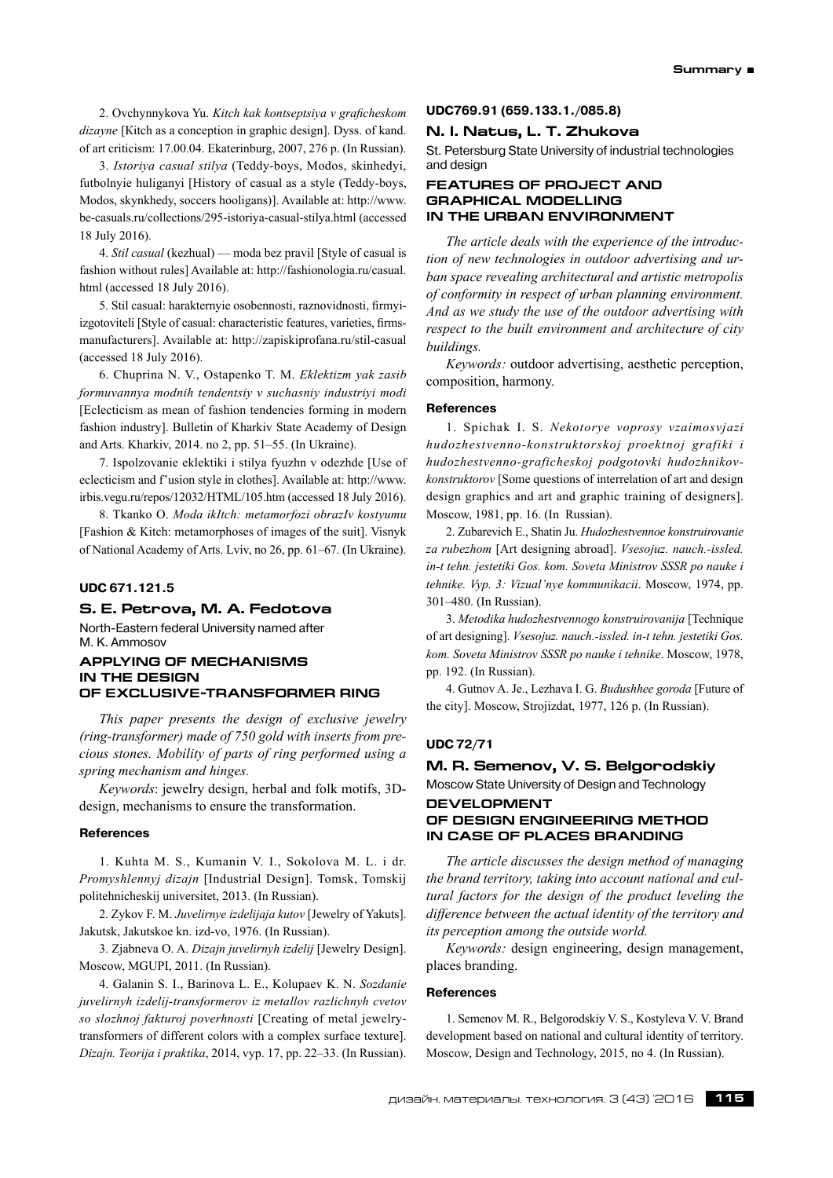2. Ovchynnykova Yu. *Kitch kak kontseptsiya v graficheskom dizayne* [Kitch as a conception in graphic design]. Dyss. of kand. of art criticism: 17.00.04. Ekaterinburg, 2007, 276 p. (In Russian).

3. *Istoriya casual stilya* (Teddy-boys, Modos, skinhedyi, futbolnyie huliganyi [History of casual as a style (Teddy-boys, Modos, skynkhedy, soccers hooligans)]. Available at: http://www.be-casuals.ru/collections/295-istoriya-casual-stilya.html (accessed 18 July 2016).

4. *Stil casual* (kezhual) — moda bez pravil [Style of casual is fashion without rules] Available at: http://fashionologia.ru/casual.html (accessed 18 July 2016).

5. Stil casual: harakternyie osobennosti, raznovidnosti, firmyi-izgotoviteli [Style of casual: characteristic features, varieties, firms-manufacturers]. Available at: http://zapiskiprofana.ru/stil-casual (accessed 18 July 2016).

6. Chuprina N. V., Ostapenko T. M. *Eklektizm yak zasib formuvannya modnih tendentsiy v suchasniy industriyi modi* [Eclecticism as mean of fashion tendencies forming in modern fashion industry]. Bulletin of Kharkiv State Academy of Design and Arts. Kharkiv, 2014. no 2, pp. 51–55. (In Ukraine).

7. Ispolzovanie eklektiki i stilya fyuzhn v odezhde [Use of eclecticism and f'usion style in clothes]. Available at: http://www.irbis.vegu.ru/repos/12032/HTML/105.htm (accessed 18 July 2016).

8. Tkanko O. *Moda ikItch: metamorfozi obrazIv kostyumu* [Fashion & Kitch: metamorphoses of images of the suit]. Visnyk of National Academy of Arts. Lviv, no 26, pp. 61–67. (In Ukraine).

**UDC 671.121.5**

**S. E. Petrova, M. A. Fedotova**

North-Eastern federal University named after M. K. Ammosov

## APPLYING OF MECHANISMS IN THE DESIGN OF EXCLUSIVE-TRANSFORMER RING

*This paper presents the design of exclusive jewelry (ring-transformer) made of 750 gold with inserts from precious stones. Mobility of parts of ring performed using a spring mechanism and hinges.*

*Keywords*: jewelry design, herbal and folk motifs, 3D-design, mechanisms to ensure the transformation.

#### References

1. Kuhta M. S., Kumanin V. I., Sokolova M. L. i dr. *Promyshlennyj dizajn* [Industrial Design]. Tomsk, Tomskij politehnicheskij universitet, 2013. (In Russian).

2. Zykov F. M. *Juvelirnye izdelijaja kutov* [Jewelry of Yakuts]. Jakutsk, Jakutskoe kn. izd-vo, 1976. (In Russian).

3. Zjabneva O. A. *Dizajn juvelirnyh izdelij* [Jewelry Design]. Moscow, MGUPI, 2011. (In Russian).

4. Galanin S. I., Barinova L. E., Kolupaev K. N. *Sozdanie juvelirnyh izdelij-transformerov iz metallov razlichnyh cvetov so slozhnoj fakturoj poverhnosti* [Creating of metal jewelry-transformers of different colors with a complex surface texture]. *Dizajn. Teorija i praktika*, 2014, vyp. 17, pp. 22–33. (In Russian).

**UDC769.91 (659.133.1./085.8)**

**N. I. Natus, L. T. Zhukova**

St. Petersburg State University of industrial technologies and design

## FEATURES OF PROJECT AND GRAPHICAL MODELLING IN THE URBAN ENVIRONMENT

*The article deals with the experience of the introduction of new technologies in outdoor advertising and urban space revealing architectural and artistic metropolis of conformity in respect of urban planning environment. And as we study the use of the outdoor advertising with respect to the built environment and architecture of city buildings.*

*Keywords:* outdoor advertising, aesthetic perception, composition, harmony.

#### References

1. Spichak I. S. *Nekotorye voprosy vzaimosvjazi hudozhestvenno-konstruktorskoj proektnoj grafiki i hudozhestvenno-graficheskoj podgotovki hudozhnikov-konstruktorov* [Some questions of interrelation of art and design design graphics and art and graphic training of designers]. Moscow, 1981, pp. 16. (In Russian).

2. Zubarevich E., Shatin Ju. *Hudozhestvennoe konstruirovanie za rubezhom* [Art designing abroad]. *Vsesojuz. nauch.-issled. in-t tehn. jestetiki Gos. kom. Soveta Ministrov SSSR po nauke i tehnike. Vyp. 3: Vizual'nye kommunikacii*. Moscow, 1974, pp. 301–480. (In Russian).

3. *Metodika hudozhestvennogo konstruirovanija* [Technique of art designing]. *Vsesojuz. nauch.-issled. in-t tehn. jestetiki Gos. kom. Soveta Ministrov SSSR po nauke i tehnike*. Moscow, 1978, pp. 192. (In Russian).

4. Gutnov A. Je., Lezhava I. G. *Budushhee goroda* [Future of the city]. Moscow, Strojizdat, 1977, 126 p. (In Russian).

**UDC 72/71**

**M. R. Semenov, V. S. Belgorodskiy**

Moscow State University of Design and Technology

## DEVELOPMENT OF DESIGN ENGINEERING METHOD IN CASE OF PLACES BRANDING

*The article discusses the design method of managing the brand territory, taking into account national and cultural factors for the design of the product leveling the difference between the actual identity of the territory and its perception among the outside world.*

*Keywords:* design engineering, design management, places branding.

#### References

1. Semenov M. R., Belgorodskiy V. S., Kostyleva V. V. Brand development based on national and cultural identity of territory. Moscow, Design and Technology, 2015, no 4. (In Russian).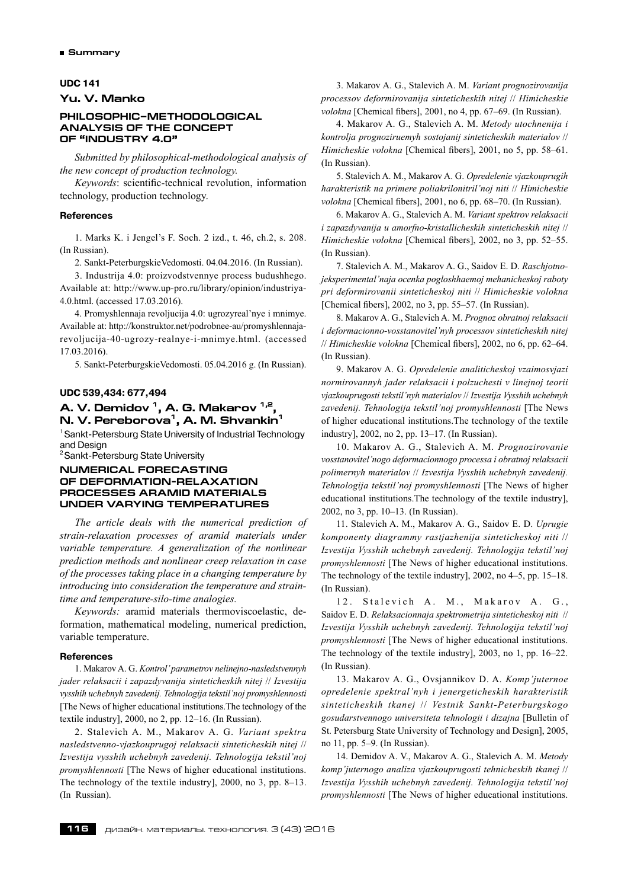**UDC 141**

## Yu. V. Manko

### PHILOSOPHIC–METHODOLOGICAL ANALYSIS OF THE CONCEPT OF "INDUSTRY 4.0"

*Submitted by philosophical-methodological analysis of the new concept of production technology.*

*Keywords*: scientific-technical revolution, information technology, production technology.

#### References

1. Marks K. i Jengel's F. Soch. 2 izd., t. 46, ch.2, s. 208. (In Russian).

2. Sankt-PeterburgskieVedomosti. 04.04.2016. (In Russian).

3. Industrija 4.0: proizvodstvennye process budushhego. Available at: http://www.up-pro.ru/library/opinion/industriya-4.0.html. (accessed 17.03.2016).

4. Promyshlennaja revoljucija 4.0: ugrozyreal'nye i mnimye. Available at: http://konstruktor.net/podrobnee-au/promyshlennaja-revoljucija-40-ugrozy-realnye-i-mnimye.html. (accessed 17.03.2016).

5. Sankt-PeterburgskieVedomosti. 05.04.2016 g. (In Russian).

**UDC 539,434: 677,494**

## A. V. Demidov [1], A. G. Makarov [1,2], N. V. Pereborova[1], A. M. Shvankin[1]

[1] Sankt-Petersburg State University of Industrial Technology and Design

[2] Sankt-Petersburg State University

### NUMERICAL FORECASTING OF DEFORMATION-RELAXATION PROCESSES ARAMID MATERIALS UNDER VARYING TEMPERATURES

*The article deals with the numerical prediction of strain-relaxation processes of aramid materials under variable temperature. A generalization of the nonlinear prediction methods and nonlinear creep relaxation in case of the processes taking place in a changing temperature by introducing into consideration the temperature and strain-time and temperature-silo-time analogies.*

*Keywords:* aramid materials thermoviscoelastic, deformation, mathematical modeling, numerical prediction, variable temperature.

#### References

1. Makarov A. G. *Kontrol' parametrov nelinejno-nasledstvennyh jader relaksacii i zapazdyvanija sinteticheskih nitej* // *Izvestija vysshih uchebnyh zavedenij. Tehnologija tekstil'noj promyshlennosti* [The News of higher educational institutions.The technology of the textile industry], 2000, no 2, pp. 12–16. (In Russian).

2. Stalevich A. M., Makarov A. G. *Variant spektra nasledstvenno-vjazkouprugoj relaksacii sinteticheskih nitej* // *Izvestija vysshih uchebnyh zavedenij. Tehnologija tekstil'noj promyshlennosti* [The News of higher educational institutions. The technology of the textile industry], 2000, no 3, pp. 8–13. (In Russian).

3. Makarov A. G., Stalevich A. M. *Variant prognozirovanija processov deformirovanija sinteticheskih nitej* // *Himicheskie volokna* [Chemical fibers], 2001, no 4, pp. 67–69. (In Russian).

4. Makarov A. G., Stalevich A. M. *Metody utochnenija i kontrolja prognoziruemyh sostojanij sinteticheskih materialov* // *Himicheskie volokna* [Chemical fibers], 2001, no 5, pp. 58–61. (In Russian).

5. Stalevich A. M., Makarov A. G. *Opredelenie vjazkouprugih harakteristik na primere poliakrilonitril'noj niti* // *Himicheskie volokna* [Chemical fibers], 2001, no 6, pp. 68–70. (In Russian).

6. Makarov A. G., Stalevich A. M. *Variant spektrov relaksacii i zapazdyvanija u amorfno-kristallicheskih sinteticheskih nitej* // *Himicheskie volokna* [Chemical fibers], 2002, no 3, pp. 52–55. (In Russian).

7. Stalevich A. M., Makarov A. G., Saidov E. D. *Raschjotno-jeksperimental'naja ocenka pogloshhaemoj mehanicheskoj raboty pri deformirovanii sinteticheskoj niti* // *Himicheskie volokna* [Chemical fibers], 2002, no 3, pp. 55–57. (In Russian).

8. Makarov A. G., Stalevich A. M. *Prognoz obratnoj relaksacii i deformacionno-vosstanovitel'nyh processov sinteticheskih nitej* // *Himicheskie volokna* [Chemical fibers], 2002, no 6, pp. 62–64. (In Russian).

9. Makarov A. G. *Opredelenie analiticheskoj vzaimosvjazi normirovannyh jader relaksacii i polzuchesti v linejnoj teorii vjazkouprugosti tekstil'nyh materialov* // *Izvestija Vysshih uchebnyh zavedenij. Tehnologija tekstil'noj promyshlennosti* [The News of higher educational institutions.The technology of the textile industry], 2002, no 2, pp. 13–17. (In Russian).

10. Makarov A. G., Stalevich A. M. *Prognozirovanie vosstanovitel'nogo deformacionnogo processa i obratnoj relaksacii polimernyh materialov* // *Izvestija Vysshih uchebnyh zavedenij. Tehnologija tekstil'noj promyshlennosti* [The News of higher educational institutions.The technology of the textile industry], 2002, no 3, pp. 10–13. (In Russian).

11. Stalevich A. M., Makarov A. G., Saidov E. D. *Uprugie komponenty diagrammy rastjazhenija sinteticheskoj niti* // *Izvestija Vysshih uchebnyh zavedenij. Tehnologija tekstil'noj promyshlennosti* [The News of higher educational institutions. The technology of the textile industry], 2002, no 4–5, pp. 15–18. (In Russian).

12. Stalevich A. M., Makarov A. G., Saidov E. D. *Relaksacionnaja spektrometrija sinteticheskoj niti* // *Izvestija Vysshih uchebnyh zavedenij. Tehnologija tekstil'noj promyshlennosti* [The News of higher educational institutions. The technology of the textile industry], 2003, no 1, pp. 16–22. (In Russian).

13. Makarov A. G., Ovsjannikov D. A. *Komp'juternoe opredelenie spektral'nyh i jenergeticheskih harakteristik sinteticheskih tkanej* // *Vestnik Sankt-Peterburgskogo gosudarstvennogo universiteta tehnologii i dizajna* [Bulletin of St. Petersburg State University of Technology and Design], 2005, no 11, pp. 5–9. (In Russian).

14. Demidov A. V., Makarov A. G., Stalevich A. M. *Metody komp'juternogo analiza vjazkouprugosti tehnicheskih tkanej* // *Izvestija Vysshih uchebnyh zavedenij. Tehnologija tekstil'noj promyshlennosti* [The News of higher educational institutions.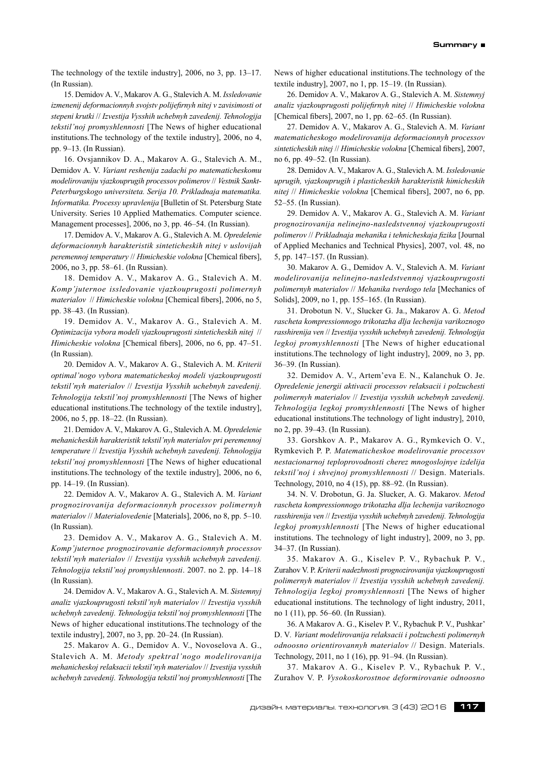The technology of the textile industry], 2006, no 3, pp. 13–17. (In Russian).

15. Demidov A. V., Makarov A. G., Stalevich A. M. *Issledovanie izmenenij deformacionnyh svojstv polijefirnyh nitej v zavisimosti ot stepeni krutki* // *Izvestija Vysshih uchebnyh zavedenij. Tehnologija tekstil'noj promyshlennosti* [The News of higher educational institutions.The technology of the textile industry], 2006, no 4, pp. 9–13. (In Russian).

16. Ovsjannikov D. A., Makarov A. G., Stalevich A. M., Demidov A. V. *Variant reshenija zadachi po matematicheskomu modelirovaniju vjazkouprugih processov polimerov* // *Vestnik Sankt-Peterburgskogo universiteta. Serija 10. Prikladnaja matematika. Informatika. Processy upravlenija* [Bulletin of St. Petersburg State University. Series 10 Applied Mathematics. Computer science. Management processes], 2006, no 3, pp. 46–54. (In Russian).

17. Demidov A. V., Makarov A. G., Stalevich A. M. *Opredelenie deformacionnyh harakteristik sinteticheskih nitej v uslovijah peremennoj temperatury* // *Himicheskie volokna* [Chemical fibers], 2006, no 3, pp. 58–61. (In Russian).

18. Demidov A. V., Makarov A. G., Stalevich A. M. *Komp'juternoe issledovanie vjazkouprugosti polimernyh materialov* // *Himicheskie volokna* [Chemical fibers], 2006, no 5, pp. 38–43. (In Russian).

19. Demidov A. V., Makarov A. G., Stalevich A. M. *Optimizacija vybora modeli vjazkouprugosti sinteticheskih nitej* // *Himicheskie volokna* [Chemical fibers], 2006, no 6, pp. 47–51. (In Russian).

20. Demidov A. V., Makarov A. G., Stalevich A. M. *Kriterii optimal'nogo vybora matematicheskoj modeli vjazkouprugosti tekstil'nyh materialov* // *Izvestija Vysshih uchebnyh zavedenij. Tehnologija tekstil'noj promyshlennosti* [The News of higher educational institutions.The technology of the textile industry], 2006, no 5, pp. 18–22. (In Russian).

21. Demidov A. V., Makarov A. G., Stalevich A. M. *Opredelenie mehanicheskih harakteristik tekstil'nyh materialov pri peremennoj temperature* // *Izvestija Vysshih uchebnyh zavedenij. Tehnologija tekstil'noj promyshlennosti* [The News of higher educational institutions.The technology of the textile industry], 2006, no 6, pp. 14–19. (In Russian).

22. Demidov A. V., Makarov A. G., Stalevich A. M. *Variant prognozirovanija deformacionnyh processov polimernyh materialov* // *Materialovedenie* [Materials], 2006, no 8, pp. 5–10. (In Russian).

23. Demidov A. V., Makarov A. G., Stalevich A. M. *Komp'juternoe prognozirovanie deformacionnyh processov tekstil'nyh materialov* // *Izvestija vysshih uchebnyh zavedenij. Tehnologija tekstil'noj promyshlennosti*. 2007. no 2. pp. 14–18 (In Russian).

24. Demidov A. V., Makarov A. G., Stalevich A. M. *Sistemnyj analiz vjazkouprugosti tekstil'nyh materialov* // *Izvestija vysshih uchebnyh zavedenij. Tehnologija tekstil'noj promyshlennosti* [The News of higher educational institutions.The technology of the textile industry], 2007, no 3, pp. 20–24. (In Russian).

25. Makarov A. G., Demidov A. V., Novoselova A. G., Stalevich A. M. *Metody spektral'nogo modelirovanija mehanicheskoj relaksacii tekstil'nyh materialov* // *Izvestija vysshih uchebnyh zavedenij. Tehnologija tekstil'noj promyshlennosti* [The News of higher educational institutions.The technology of the textile industry], 2007, no 1, pp. 15–19. (In Russian).

26. Demidov A. V., Makarov A. G., Stalevich A. M. *Sistemnyj analiz vjazkouprugosti polijefirnyh nitej* // *Himicheskie volokna* [Chemical fibers], 2007, no 1, pp. 62–65. (In Russian).

27. Demidov A. V., Makarov A. G., Stalevich A. M. *Variant matematicheskogo modelirovanija deformacionnyh processov sinteticheskih nitej* // *Himicheskie volokna* [Chemical fibers], 2007, no 6, pp. 49–52. (In Russian).

28. Demidov A. V., Makarov A. G., Stalevich A. M. *Issledovanie uprugih, vjazkouprugih i plasticheskih harakteristik himicheskih nitej* // *Himicheskie volokna* [Chemical fibers], 2007, no 6, pp. 52–55. (In Russian).

29. Demidov A. V., Makarov A. G., Stalevich A. M. *Variant prognozirovanija nelinejno-nasledstvennoj vjazkouprugosti polimerov* // *Prikladnaja mehanika i tehnicheskaja fizika* [Journal of Applied Mechanics and Technical Physics], 2007, vol. 48, no 5, pp. 147–157. (In Russian).

30. Makarov A. G., Demidov A. V., Stalevich A. M. *Variant modelirovanija nelinejno-nasledstvennoj vjazkouprugosti polimernyh materialov* // *Mehanika tverdogo tela* [Mechanics of Solids], 2009, no 1, pp. 155–165. (In Russian).

31. Drobotun N. V., Slucker G. Ja., Makarov A. G. *Metod rascheta kompressionnogo trikotazha dlja lechenija varikoznogo rasshirenija ven* // *Izvestija vysshih uchebnyh zavedenij. Tehnologija legkoj promyshlennosti* [The News of higher educational institutions.The technology of light industry], 2009, no 3, pp. 36–39. (In Russian).

32. Demidov A. V., Artem'eva E. N., Kalanchuk O. Je. *Opredelenie jenergii aktivacii processov relaksacii i polzuchesti polimernyh materialov* // *Izvestija vysshih uchebnyh zavedenij. Tehnologija legkoj promyshlennosti* [The News of higher educational institutions.The technology of light industry], 2010, no 2, pp. 39–43. (In Russian).

33. Gorshkov A. P., Makarov A. G., Rymkevich O. V., Rymkevich P. P. *Matematicheskoe modelirovanie processov nestacionarnoj teploprovodnosti cherez mnogoslojnye izdelija tekstil'noj i shvejnoj promyshlennosti* // Design. Materials. Technology, 2010, no 4 (15), pp. 88–92. (In Russian).

34. N. V. Drobotun, G. Ja. Slucker, A. G. Makarov. *Metod rascheta kompressionnogo trikotazha dlja lechenija varikoznogo rasshirenija ven* // *Izvestija vysshih uchebnyh zavedenij. Tehnologija legkoj promyshlennosti* [The News of higher educational institutions. The technology of light industry], 2009, no 3, pp. 34–37. (In Russian).

35. Makarov A. G., Kiselev P. V., Rybachuk P. V., Zurahov V. P. *Kriterii nadezhnosti prognozirovanija vjazkouprugosti polimernyh materialov* // *Izvestija vysshih uchebnyh zavedenij. Tehnologija legkoj promyshlennosti* [The News of higher educational institutions. The technology of light industry, 2011, no 1 (11), pp. 56–60. (In Russian).

36. A Makarov A. G., Kiselev P. V., Rybachuk P. V., Pushkar' D. V. *Variant modelirovanija relaksacii i polzuchesti polimernyh odnoosno orientirovannyh materialov* // Design. Materials. Technology, 2011, no 1 (16), pp. 91–94. (In Russian).

37. Makarov A. G., Kiselev P. V., Rybachuk P. V., Zurahov V. P. *Vysokoskorostnoe deformirovanie odnoosno*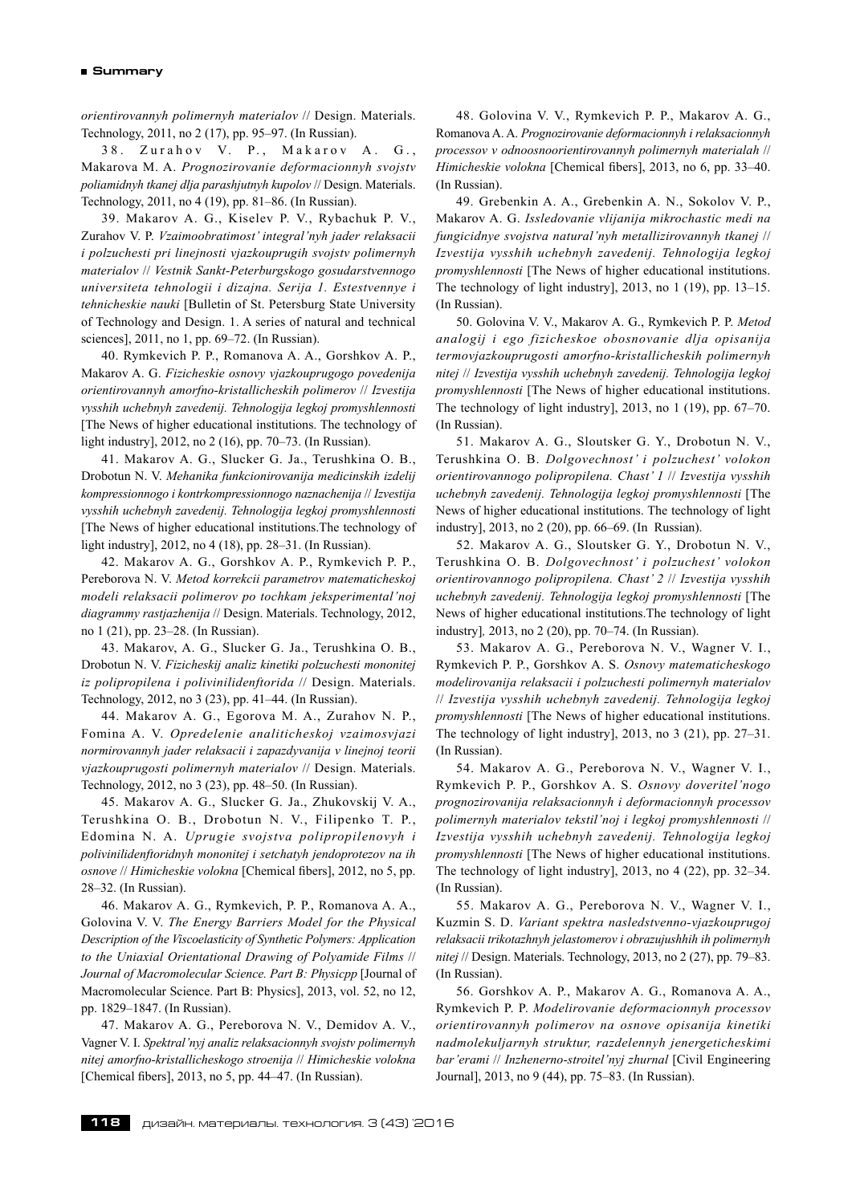*orientirovannyh polimernyh materialov* // Design. Materials. Technology, 2011, no 2 (17), pp. 95–97. (In Russian).

38. Zurahov V. P., Makarov A. G., Makarova M. A. *Prognozirovanie deformacionnyh svojstv poliamidnyh tkanej dlja parashjutnyh kupolov* // Design. Materials. Technology, 2011, no 4 (19), pp. 81–86. (In Russian).

39. Makarov A. G., Kiselev P. V., Rybachuk P. V., Zurahov V. P. *Vzaimoobratimost' integral'nyh jader relaksacii i polzuchesti pri linejnosti vjazkouprugih svojstv polimernyh materialov* // *Vestnik Sankt-Peterburgskogo gosudarstvennogo universiteta tehnologii i dizajna. Serija 1. Estestvennye i tehnicheskie nauki* [Bulletin of St. Petersburg State University of Technology and Design. 1. A series of natural and technical sciences], 2011, no 1, pp. 69–72. (In Russian).

40. Rymkevich P. P., Romanova A. A., Gorshkov A. P., Makarov A. G. *Fizicheskie osnovy vjazkouprugogo povedenija orientirovannyh amorfno-kristallicheskih polimerov* // *Izvestija vysshih uchebnyh zavedenij. Tehnologija legkoj promyshlennosti* [The News of higher educational institutions. The technology of light industry], 2012, no 2 (16), pp. 70–73. (In Russian).

41. Makarov A. G., Slucker G. Ja., Terushkina O. B., Drobotun N. V. *Mehanika funkcionirovanija medicinskih izdelij kompressionnogo i kontrkompressionnogo naznachenija* // *Izvestija vysshih uchebnyh zavedenij. Tehnologija legkoj promyshlennosti* [The News of higher educational institutions.The technology of light industry], 2012, no 4 (18), pp. 28–31. (In Russian).

42. Makarov A. G., Gorshkov A. P., Rymkevich P. P., Pereborova N. V. *Metod korrekcii parametrov matematicheskoj modeli relaksacii polimerov po tochkam jeksperimental'noj diagrammy rastjazhenija* // Design. Materials. Technology, 2012, no 1 (21), pp. 23–28. (In Russian).

43. Makarov, A. G., Slucker G. Ja., Terushkina O. B., Drobotun N. V. *Fizicheskij analiz kinetiki polzuchesti mononitej iz polipropilena i polivinilidenftorida* // Design. Materials. Technology, 2012, no 3 (23), pp. 41–44. (In Russian).

44. Makarov A. G., Egorova M. A., Zurahov N. P., Fomina A. V. *Opredelenie analiticheskoj vzaimosvjazi normirovannyh jader relaksacii i zapazdyvanija v linejnoj teorii vjazkouprugosti polimernyh materialov* // Design. Materials. Technology, 2012, no 3 (23), pp. 48–50. (In Russian).

45. Makarov A. G., Slucker G. Ja., Zhukovskij V. A., Terushkina O. B., Drobotun N. V., Filipenko T. P., Edomina N. A. *Uprugie svojstva polipropilenovyh i polivinilidenftoridnyh mononitej i setchatyh jendoprotezov na ih osnove* // *Himicheskie volokna* [Chemical fibers], 2012, no 5, pp. 28–32. (In Russian).

46. Makarov A. G., Rymkevich, P. P., Romanova A. A., Golovina V. V. *The Energy Barriers Model for the Physical Description of the Viscoelasticity of Synthetic Polymers: Application to the Uniaxial Orientational Drawing of Polyamide Films* // *Journal of Macromolecular Science. Part B: Physicpp* [Journal of Macromolecular Science. Part B: Physics], 2013, vol. 52, no 12, pp. 1829–1847. (In Russian).

47. Makarov A. G., Pereborova N. V., Demidov A. V., Vagner V. I. *Spektral'nyj analiz relaksacionnyh svojstv polimernyh nitej amorfno-kristallicheskogo stroenija* // *Himicheskie volokna* [Chemical fibers], 2013, no 5, pp. 44–47. (In Russian).

48. Golovina V. V., Rymkevich P. P., Makarov A. G., Romanova A. A. *Prognozirovanie deformacionnyh i relaksacionnyh processov v odnoosnoorientirovannyh polimernyh materialah* // *Himicheskie volokna* [Chemical fibers], 2013, no 6, pp. 33–40. (In Russian).

49. Grebenkin A. A., Grebenkin A. N., Sokolov V. P., Makarov A. G. *Issledovanie vlijanija mikrochastic medi na fungicidnye svojstva natural'nyh metallizirovannyh tkanej* // *Izvestija vysshih uchebnyh zavedenij. Tehnologija legkoj promyshlennosti* [The News of higher educational institutions. The technology of light industry], 2013, no 1 (19), pp. 13–15. (In Russian).

50. Golovina V. V., Makarov A. G., Rymkevich P. P. *Metod analogij i ego fizicheskoe obosnovanie dlja opisanija termovjazkouprugosti amorfno-kristallicheskih polimernyh nitej* // *Izvestija vysshih uchebnyh zavedenij. Tehnologija legkoj promyshlennosti* [The News of higher educational institutions. The technology of light industry], 2013, no 1 (19), pp. 67–70. (In Russian).

51. Makarov A. G., Sloutsker G. Y., Drobotun N. V., Terushkina O. B. *Dolgovechnost' i polzuchest' volokon orientirovannogo polipropilena. Chast' 1* // *Izvestija vysshih uchebnyh zavedenij. Tehnologija legkoj promyshlennosti* [The News of higher educational institutions. The technology of light industry], 2013, no 2 (20), pp. 66–69. (In Russian).

52. Makarov A. G., Sloutsker G. Y., Drobotun N. V., Terushkina O. B. *Dolgovechnost' i polzuchest' volokon orientirovannogo polipropilena. Chast' 2* // *Izvestija vysshih uchebnyh zavedenij. Tehnologija legkoj promyshlennosti* [The News of higher educational institutions.The technology of light industry], 2013, no 2 (20), pp. 70–74. (In Russian).

53. Makarov A. G., Pereborova N. V., Wagner V. I., Rymkevich P. P., Gorshkov A. S. *Osnovy matematicheskogo modelirovanija relaksacii i polzuchesti polimernyh materialov* // *Izvestija vysshih uchebnyh zavedenij. Tehnologija legkoj promyshlennosti* [The News of higher educational institutions. The technology of light industry], 2013, no 3 (21), pp. 27–31. (In Russian).

54. Makarov A. G., Pereborova N. V., Wagner V. I., Rymkevich P. P., Gorshkov A. S. *Osnovy doveritel'nogo prognozirovanija relaksacionnyh i deformacionnyh processov polimernyh materialov tekstil'noj i legkoj promyshlennosti* // *Izvestija vysshih uchebnyh zavedenij. Tehnologija legkoj promyshlennosti* [The News of higher educational institutions. The technology of light industry], 2013, no 4 (22), pp. 32–34. (In Russian).

55. Makarov A. G., Pereborova N. V., Wagner V. I., Kuzmin S. D. *Variant spektra nasledstvenno-vjazkouprugoj relaksacii trikotazhnyh jelastomerov i obrazujushhih ih polimernyh nitej* // Design. Materials. Technology, 2013, no 2 (27), pp. 79–83. (In Russian).

56. Gorshkov A. P., Makarov A. G., Romanova A. A., Rymkevich P. P. *Modelirovanie deformacionnyh processov orientirovannyh polimerov na osnove opisanija kinetiki nadmolekuljarnyh struktur, razdelennyh jenergeticheskimi bar'erami* // *Inzhenerno-stroitel'nyj zhurnal* [Civil Engineering Journal], 2013, no 9 (44), pp. 75–83. (In Russian).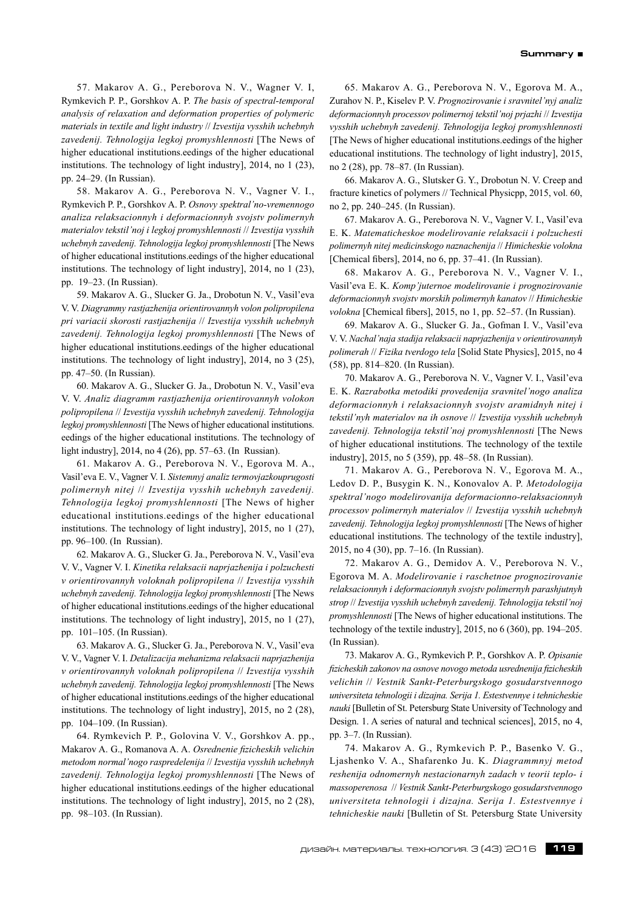57. Makarov A. G., Pereborova N. V., Wagner V. I, Rymkevich P. P., Gorshkov A. P. *The basis of spectral-temporal analysis of relaxation and deformation properties of polymeric materials in textile and light industry* // *Izvestija vysshih uchebnyh zavedenij. Tehnologija legkoj promyshlennosti* [The News of higher educational institutions.eedings of the higher educational institutions. The technology of light industry], 2014, no 1 (23), pp. 24–29. (In Russian).

58. Makarov A. G., Pereborova N. V., Vagner V. I., Rymkevich P. P., Gorshkov A. P. *Osnovy spektral'no-vremennogo analiza relaksacionnyh i deformacionnyh svojstv polimernyh materialov tekstil'noj i legkoj promyshlennosti* // *Izvestija vysshih uchebnyh zavedenij. Tehnologija legkoj promyshlennosti* [The News of higher educational institutions.eedings of the higher educational institutions. The technology of light industry], 2014, no 1 (23), pp. 19–23. (In Russian).

59. Makarov A. G., Slucker G. Ja., Drobotun N. V., Vasil'eva V. V. *Diagrammy rastjazhenija orientirovannyh volon polipropilena pri variacii skorosti rastjazhenija* // *Izvestija vysshih uchebnyh zavedenij. Tehnologija legkoj promyshlennosti* [The News of higher educational institutions.eedings of the higher educational institutions. The technology of light industry], 2014, no 3 (25), pp. 47–50. (In Russian).

60. Makarov A. G., Slucker G. Ja., Drobotun N. V., Vasil'eva V. V. *Analiz diagramm rastjazhenija orientirovannyh volokon polipropilena* // *Izvestija vysshih uchebnyh zavedenij. Tehnologija legkoj promyshlennosti* [The News of higher educational institutions. eedings of the higher educational institutions. The technology of light industry], 2014, no 4 (26), pp. 57–63. (In Russian).

61. Makarov A. G., Pereborova N. V., Egorova M. A., Vasil'eva E. V., Vagner V. I. *Sistemnyj analiz termovjazkouprugosti polimernyh nitej* // *Izvestija vysshih uchebnyh zavedenij. Tehnologija legkoj promyshlennosti* [The News of higher educational institutions.eedings of the higher educational institutions. The technology of light industry], 2015, no 1 (27), pp. 96–100. (In Russian).

62. Makarov A. G., Slucker G. Ja., Pereborova N. V., Vasil'eva V. V., Vagner V. I. *Kinetika relaksacii naprjazhenija i polzuchesti v orientirovannyh voloknah polipropilena* // *Izvestija vysshih uchebnyh zavedenij. Tehnologija legkoj promyshlennosti* [The News of higher educational institutions.eedings of the higher educational institutions. The technology of light industry], 2015, no 1 (27), pp. 101–105. (In Russian).

63. Makarov A. G., Slucker G. Ja., Pereborova N. V., Vasil'eva V. V., Vagner V. I. *Detalizacija mehanizma relaksacii naprjazhenija v orientirovannyh voloknah polipropilena* // *Izvestija vysshih uchebnyh zavedenij. Tehnologija legkoj promyshlennosti* [The News of higher educational institutions.eedings of the higher educational institutions. The technology of light industry], 2015, no 2 (28), pp. 104–109. (In Russian).

64. Rymkevich P. P., Golovina V. V., Gorshkov A. pp., Makarov A. G., Romanova A. A. *Osrednenie fizicheskih velichin metodom normal'nogo raspredelenija* // *Izvestija vysshih uchebnyh zavedenij. Tehnologija legkoj promyshlennosti* [The News of higher educational institutions.eedings of the higher educational institutions. The technology of light industry], 2015, no 2 (28), pp. 98–103. (In Russian).

65. Makarov A. G., Pereborova N. V., Egorova M. A., Zurahov N. P., Kiselev P. V. *Prognozirovanie i sravnitel'nyj analiz deformacionnyh processov polimernoj tekstil'noj prjazhi* // *Izvestija vysshih uchebnyh zavedenij. Tehnologija legkoj promyshlennosti* [The News of higher educational institutions.eedings of the higher educational institutions. The technology of light industry], 2015, no 2 (28), pp. 78–87. (In Russian).

66. Makarov A. G., Slutsker G. Y., Drobotun N. V. Creep and fracture kinetics of polymers // Technical Physicpp, 2015, vol. 60, no 2, pp. 240–245. (In Russian).

67. Makarov A. G., Pereborova N. V., Vagner V. I., Vasil'eva E. K. *Matematicheskoe modelirovanie relaksacii i polzuchesti polimernyh nitej medicinskogo naznachenija* // *Himicheskie volokna* [Chemical fibers], 2014, no 6, pp. 37–41. (In Russian).

68. Makarov A. G., Pereborova N. V., Vagner V. I., Vasil'eva E. K. *Komp'juternoe modelirovanie i prognozirovanie deformacionnyh svojstv morskih polimernyh kanatov* // *Himicheskie volokna* [Chemical fibers], 2015, no 1, pp. 52–57. (In Russian).

69. Makarov A. G., Slucker G. Ja., Gofman I. V., Vasil'eva V. V. *Nachal'naja stadija relaksacii naprjazhenija v orientirovannyh polimerah* // *Fizika tverdogo tela* [Solid State Physics], 2015, no 4 (58), pp. 814–820. (In Russian).

70. Makarov A. G., Pereborova N. V., Vagner V. I., Vasil'eva E. K. *Razrabotka metodiki provedenija sravnitel'nogo analiza deformacionnyh i relaksacionnyh svojstv aramidnyh nitej i tekstil'nyh materialov na ih osnove* // *Izvestija vysshih uchebnyh zavedenij. Tehnologija tekstil'noj promyshlennosti* [The News of higher educational institutions. The technology of the textile industry], 2015, no 5 (359), pp. 48–58. (In Russian).

71. Makarov A. G., Pereborova N. V., Egorova M. A., Ledov D. P., Busygin K. N., Konovalov A. P. *Metodologija spektral'nogo modelirovanija deformacionno-relaksacionnyh processov polimernyh materialov* // *Izvestija vysshih uchebnyh zavedenij. Tehnologija legkoj promyshlennosti* [The News of higher educational institutions. The technology of the textile industry], 2015, no 4 (30), pp. 7–16. (In Russian).

72. Makarov A. G., Demidov A. V., Pereborova N. V., Egorova M. A. *Modelirovanie i raschetnoe prognozirovanie relaksacionnyh i deformacionnyh svojstv polimernyh parashjutnyh strop* // *Izvestija vysshih uchebnyh zavedenij. Tehnologija tekstil'noj promyshlennosti* [The News of higher educational institutions. The technology of the textile industry], 2015, no 6 (360), pp. 194–205. (In Russian).

73. Makarov A. G., Rymkevich P. P., Gorshkov A. P. *Opisanie fizicheskih zakonov na osnove novogo metoda usrednenija fizicheskih velichin* // *Vestnik Sankt-Peterburgskogo gosudarstvennogo universiteta tehnologii i dizajna. Serija 1. Estestvennye i tehnicheskie nauki* [Bulletin of St. Petersburg State University of Technology and Design. 1. A series of natural and technical sciences], 2015, no 4, pp. 3–7. (In Russian).

74. Makarov A. G., Rymkevich P. P., Basenko V. G., Ljashenko V. A., Shafarenko Ju. K. *Diagrammnyj metod reshenija odnomernyh nestacionarnyh zadach v teorii teplo- i massoperenosa* // *Vestnik Sankt-Peterburgskogo gosudarstvennogo universiteta tehnologii i dizajna. Serija 1. Estestvennye i tehnicheskie nauki* [Bulletin of St. Petersburg State University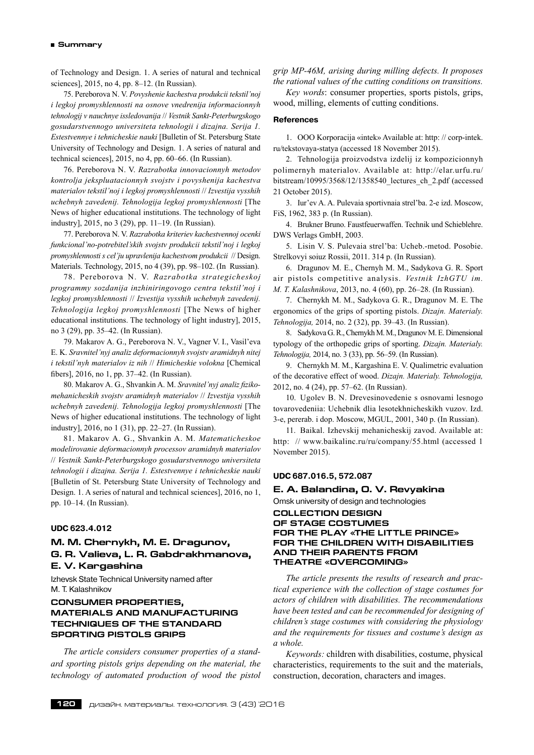of Technology and Design. 1. A series of natural and technical sciences], 2015, no 4, pp. 8–12. (In Russian).

75. Pereborova N. V. *Povyshenie kachestva produkcii tekstil'noj i legkoj promyshlennosti na osnove vnedrenija informacionnyh tehnologij v nauchnye issledovanija* // *Vestnik Sankt-Peterburgskogo gosudarstvennogo universiteta tehnologii i dizajna. Serija 1. Estestvennye i tehnicheskie nauki* [Bulletin of St. Petersburg State University of Technology and Design. 1. A series of natural and technical sciences], 2015, no 4, pp. 60–66. (In Russian).

76. Pereborova N. V. *Razrabotka innovacionnyh metodov kontrolja jekspluatacionnyh svojstv i povyshenija kachestva materialov tekstil'noj i legkoj promyshlennosti* // *Izvestija vysshih uchebnyh zavedenij. Tehnologija legkoj promyshlennosti* [The News of higher educational institutions. The technology of light industry], 2015, no 3 (29), pp. 11–19. (In Russian).

77. Pereborova N. V. *Razrabotka kriteriev kachestvennoj ocenki funkcional'no-potrebitel'skih svojstv produkcii tekstil'noj i legkoj promyshlennosti s cel'ju upravlenija kachestvom produkcii* // Design. Materials. Technology, 2015, no 4 (39), pp. 98–102. (In Russian).

78. Pereborova N. V. *Razrabotka strategicheskoj programmy sozdanija inzhiniringovogo centra tekstil'noj i legkoj promyshlennosti* // *Izvestija vysshih uchebnyh zavedenij. Tehnologija legkoj promyshlennosti* [The News of higher educational institutions. The technology of light industry], 2015, no 3 (29), pp. 35–42. (In Russian).

79. Makarov A. G., Pereborova N. V., Vagner V. I., Vasil'eva E. K. *Sravnitel'nyj analiz deformacionnyh svojstv aramidnyh nitej i tekstil'nyh materialov iz nih* // *Himicheskie volokna* [Chemical fibers], 2016, no 1, pp. 37–42. (In Russian).

80. Makarov A. G., Shvankin A. M. *Sravnitel'nyj analiz fiziko-mehanicheskih svojstv aramidnyh materialov* // *Izvestija vysshih uchebnyh zavedenij. Tehnologija legkoj promyshlennosti* [The News of higher educational institutions. The technology of light industry], 2016, no 1 (31), pp. 22–27. (In Russian).

81. Makarov A. G., Shvankin A. M. *Matematicheskoe modelirovanie deformacionnyh processov aramidnyh materialov* // *Vestnik Sankt-Peterburgskogo gosudarstvennogo universiteta tehnologii i dizajna. Serija 1. Estestvennye i tehnicheskie nauki* [Bulletin of St. Petersburg State University of Technology and Design. 1. A series of natural and technical sciences], 2016, no 1, pp. 10–14. (In Russian).

**UDC 623.4.012**

## M. M. Chernykh, M. E. Dragunov, G. R. Valieva, L. R. Gabdrakhmanova, E. V. Kargashina

Izhevsk State Technical University named after M. T. Kalashnikov

## CONSUMER PROPERTIES, MATERIALS AND MANUFACTURING TECHNIQUES OF THE STANDARD SPORTING PISTOLS GRIPS

*The article considers consumer properties of a standard sporting pistols grips depending on the material, the technology of automated production of wood the pistol grip MP-46M, arising during milling defects. It proposes the rational values of the cutting conditions on transitions.*

*Key words*: consumer properties, sports pistols, grips, wood, milling, elements of cutting conditions.

### References

1. OOO Korporacija «intek» Available at: http: // corp-intek.ru/tekstovaya-statya (accessed 18 November 2015).

2. Tehnologija proizvodstva izdelij iz kompozicionnyh polimernyh materialov. Available at: http://elar.urfu.ru/bitstream/10995/3568/12/1358540_lectures_ch_2.pdf (accessed 21 October 2015).

3. Iur'ev A. A. Pulevaia sportivnaia strel'ba. 2-e izd. Moscow, FiS, 1962, 383 p. (In Russian).

4. Brukner Bruno. Faustfeuerwaffen. Technik und Schieblehre. DWS Verlags GmbH, 2003.

5. Lisin V. S. Pulevaia strel'ba: Ucheb.-metod. Posobie. Strelkovyi soiuz Rossii, 2011. 314 p. (In Russian).

6. Dragunov M. E., Chernyh M. M., Sadykova G. R. Sport air pistols competitive analysis. *Vestnik IzhGTU im. M. T. Kalashnikova*, 2013, no. 4 (60), pp. 26–28. (In Russian).

7. Chernykh M. M., Sadykova G. R., Dragunov M. E. The ergonomics of the grips of sporting pistols. *Dizajn. Materialy. Tehnologija,* 2014, no. 2 (32), pp. 39–43. (In Russian).

8. Sadykova G. R., Chernykh M. M., Dragunov M. E. Dimensional typology of the orthopedic grips of sporting. *Dizajn. Materialy. Tehnologija,* 2014, no. 3 (33), pp. 56–59. (In Russian).

9. Chernykh M. M., Kargashina E. V. Qualimetric evaluation of the decorative effect of wood. *Dizajn. Materialy. Tehnologija,* 2012, no. 4 (24), pp. 57–62. (In Russian).

10. Ugolev B. N. Drevesinovedenie s osnovami lesnogo tovarovedeniia: Uchebnik dlia lesotekhnicheskikh vuzov. Izd. 3-e, pererab. i dop. Moscow, MGUL, 2001, 340 p. (In Russian).

11. Baikal. Izhevskij mehanicheskij zavod. Available at: http: // www.baikalinc.ru/ru/company/55.html (accessed 1 November 2015).

**UDC 687.016.5, 572.087**

## E. A. Balandina, O. V. Revyakina

Omsk university of design and technologies

## COLLECTION DESIGN OF STAGE COSTUMES FOR THE PLAY «THE LITTLE PRINCE» FOR THE CHILDREN WITH DISABILITIES AND THEIR PARENTS FROM THEATRE «OVERCOMING»

*The article presents the results of research and practical experience with the collection of stage costumes for actors of children with disabilities. The recommendations have been tested and can be recommended for designing of children's stage costumes with considering the physiology and the requirements for tissues and costume's design as a whole.*

*Keywords:* children with disabilities, costume, physical characteristics, requirements to the suit and the materials, construction, decoration, characters and images.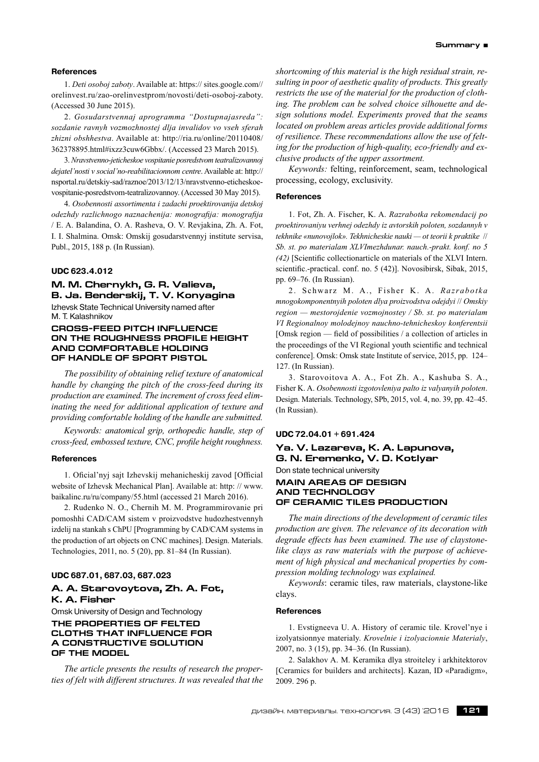#### References

1. *Deti osoboj zaboty*. Available at: https:// sites.google.com// orelinvest.ru/zao-orelinvestprom/novosti/deti-osoboj-zaboty. (Accessed 30 June 2015).

2. *Gosudarstvennaj aprogramma "Dostupnajasreda": sozdanie ravnyh vozmozhnostej dlja invalidov vo vseh sferah zhizni obshhestva*. Available at: http://ria.ru/online/20110408/ 362378895.html#ixzz3cuw6Gbbx/. (Accessed 23 March 2015).

3. *Nravstvenno-jeticheskoe vospitanie posredstvom teatralizovannoj dejatel'nosti v social'no-reabilitacionnom centre*. Available at: http:// nsportal.ru/detskiy-sad/raznoe/2013/12/13/nravstvenno-eticheskoe-vospitanie-posredstvom-teatralizovannoy. (Accessed 30 May 2015).

4. *Osobennosti assortimenta i zadachi proektirovanija detskoj odezhdy razlichnogo naznachenija: monografija: monografija* / E. A. Balandina, O. A. Rasheva, O. V. Revjakina, Zh. A. Fot, I. I. Shalmina. Omsk: Omskij gosudarstvennyj institute servisa, Publ., 2015, 188 p. (In Russian).

#### UDC 623.4.012

### M. M. Chernykh, G. R. Valieva, B. Ja. Benderskij, T. V. Konyagina

Izhevsk State Technical University named after M. T. Kalashnikov

## CROSS-FEED PITCH INFLUENCE ON THE ROUGHNESS PROFILE HEIGHT AND COMFORTABLE HOLDING OF HANDLE OF SPORT PISTOL

*The possibility of obtaining relief texture of anatomical handle by changing the pitch of the cross-feed during its production are examined. The increment of cross feed eliminating the need for additional application of texture and providing comfortable holding of the handle are submitted.*

*Keywords: anatomical grip, orthopedic handle, step of cross-feed, embossed texture, CNC, profile height roughness.*

#### References

1. Oficial'nyj sajt Izhevskij mehanicheskij zavod [Official website of Izhevsk Mechanical Plan]. Available at: http: // www. baikalinc.ru/ru/company/55.html (accessed 21 March 2016).

2. Rudenko N. O., Chernih M. M. Programmirovanie pri pomoshhi CAD/CAM sistem v proizvodstve hudozhestvennyh izdelij na stankah s ChPU [Programming by CAD/CAM systems in the production of art objects on CNC machines]. Design. Materials. Technologies, 2011, no. 5 (20), pp. 81–84 (In Russian).

#### UDC 687.01, 687.03, 687.023

### A. A. Starovoytova, Zh. A. Fot, K. A. Fisher

Omsk University of Design and Technology

## THE PROPERTIES OF FELTED CLOTHS THAT INFLUENCE FOR A CONSTRUCTIVE SOLUTION OF THE MODEL

*The article presents the results of research the properties of felt with different structures. It was revealed that the shortcoming of this material is the high residual strain, resulting in poor of aesthetic quality of products. This greatly restricts the use of the material for the production of clothing. The problem can be solved choice silhouette and design solutions model. Experiments proved that the seams located on problem areas articles provide additional forms of resilience. These recommendations allow the use of felting for the production of high-quality, eco-friendly and exclusive products of the upper assortment.*

*Keywords:* felting, reinforcement, seam, technological processing, ecology, exclusivity.

#### References

1. Fot, Zh. A. Fischer, K. A. *Razrabotka rekomendacij po proektirovaniyu verhnej odezhdy iz avtorskih poloten, sozdannyh v tekhnike «nunovojlok». Tekhnicheskie nauki — ot teorii k praktike // Sb. st. po materialam XLVImezhdunar. nauch.-prakt. konf. no 5 (42)* [Scientific collectionarticle on materials of the XLVI Intern. scientific.-practical. conf. no. 5 (42)]. Novosibirsk, Sibak, 2015, pp. 69–76. (In Russian).

2. Schwarz M. A., Fisher K. A. *Razrabotka mnogokomponentnyih poloten dlya proizvodstva odejdyi // Omskiy region — mestorojdenie vozmojnostey / Sb. st. po materialam VI Regionalnoy molodejnoy nauchno-tehnicheskoy konferentsii* [Omsk region — field of possibilities / a collection of articles in the proceedings of the VI Regional youth scientific and technical conference]. Omsk: Omsk state Institute of service, 2015, pp. 124–127. (In Russian).

3. Starovoitova A. A., Fot Zh. A., Kashuba S. A., Fisher K. A. *Osobennosti izgotovleniya palto iz valyanyih poloten*. Design. Materials. Technology, SPb, 2015, vol. 4, no. 39, pp. 42–45. (In Russian).

#### UDC 72.04.01 + 691.424

### Ya. V. Lazareva, K. A. Lapunova, G. N. Eremenko, V. D. Kotlyar

Don state technical university

## MAIN AREAS OF DESIGN AND TECHNOLOGY OF CERAMIC TILES PRODUCTION

*The main directions of the development of ceramic tiles production are given. The relevance of its decoration with degrade effects has been examined. The use of claystone-like clays as raw materials with the purpose of achievement of high physical and mechanical properties by compression molding technology was explained.*

*Keywords*: ceramic tiles, raw materials, claystone-like clays.

#### References

1. Evstigneeva U. A. History of ceramic tile. Krovel'nye i izolyatsionnye materialy. *Krovelnie i izolyacionnie Materialy*, 2007, no. 3 (15), pp. 34–36. (In Russian).

2. Salakhov A. M. Keramika dlya stroiteley i arkhitektorov [Ceramics for builders and architects]. Kazan, ID «Paradigm», 2009. 296 p.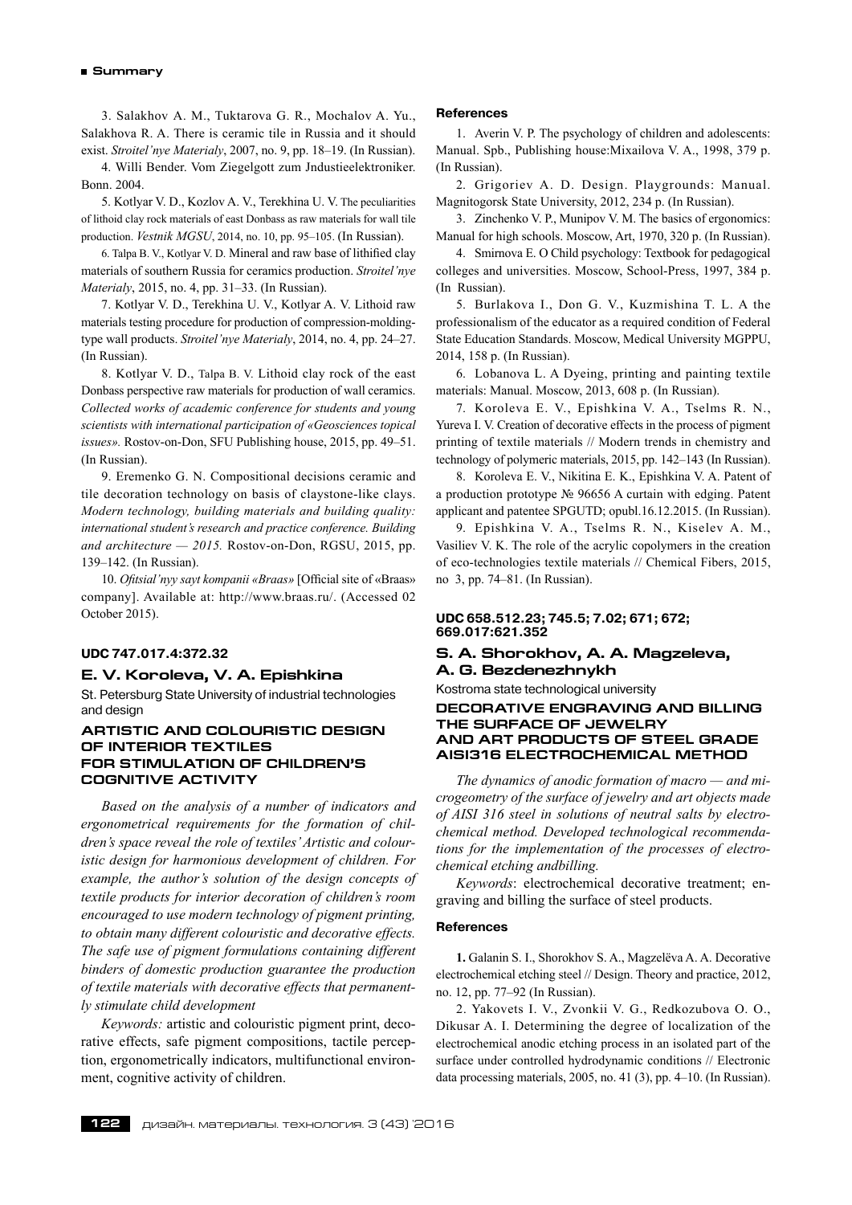3. Salakhov A. M., Tuktarova G. R., Mochalov A. Yu., Salakhova R. A. There is ceramic tile in Russia and it should exist. *Stroitel'nye Materialy*, 2007, no. 9, pp. 18–19. (In Russian).

4. Willi Bender. Vom Ziegelgott zum Jndustieelektroniker. Bonn. 2004.

5. Kotlyar V. D., Kozlov A. V., Terekhina U. V. The peculiarities of lithoid clay rock materials of east Donbass as raw materials for wall tile production. *Vestnik MGSU*, 2014, no. 10, pp. 95–105. (In Russian).

6. Talpa B. V., Kotlyar V. D. Mineral and raw base of lithified clay materials of southern Russia for ceramics production. *Stroitel'nye Materialy*, 2015, no. 4, pp. 31–33. (In Russian).

7. Kotlyar V. D., Terekhina U. V., Kotlyar A. V. Lithoid raw materials testing procedure for production of compression-molding-type wall products. *Stroitel'nye Materialy*, 2014, no. 4, pp. 24–27. (In Russian).

8. Kotlyar V. D., Talpa B. V. Lithoid clay rock of the east Donbass perspective raw materials for production of wall ceramics. *Collected works of academic conference for students and young scientists with international participation of «Geosciences topical issues».* Rostov-on-Don, SFU Publishing house, 2015, pp. 49–51. (In Russian).

9. Eremenko G. N. Compositional decisions ceramic and tile decoration technology on basis of claystone-like clays. *Modern technology, building materials and building quality: international student's research and practice conference. Building and architecture — 2015.* Rostov-on-Don, RGSU, 2015, pp. 139–142. (In Russian).

10. *Ofitsial'nyy sayt kompanii «Braas»* [Official site of «Braas» company]. Available at: http://www.braas.ru/. (Accessed 02 October 2015).

**UDC 747.017.4:372.32**

**E. V. Koroleva, V. A. Epishkina**

St. Petersburg State University of industrial technologies and design

## ARTISTIC AND COLOURISTIC DESIGN OF INTERIOR TEXTILES FOR STIMULATION OF CHILDREN'S COGNITIVE ACTIVITY

*Based on the analysis of a number of indicators and ergonometrical requirements for the formation of children's space reveal the role of textiles' Artistic and colouristic design for harmonious development of children. For example, the author's solution of the design concepts of textile products for interior decoration of children's room encouraged to use modern technology of pigment printing, to obtain many different colouristic and decorative effects. The safe use of pigment formulations containing different binders of domestic production guarantee the production of textile materials with decorative effects that permanently stimulate child development*

*Keywords:* artistic and colouristic pigment print, decorative effects, safe pigment compositions, tactile perception, ergonometrically indicators, multifunctional environment, cognitive activity of children.

### References

1. Averin V. P. The psychology of children and adolescents: Manual. Spb., Publishing house:Mixailova V. A., 1998, 379 p. (In Russian).

2. Grigoriev A. D. Design. Playgrounds: Manual. Magnitogorsk State University, 2012, 234 p. (In Russian).

3. Zinchenko V. P., Munipov V. M. The basics of ergonomics: Manual for high schools. Moscow, Art, 1970, 320 p. (In Russian).

4. Smirnova E. O Child psychology: Textbook for pedagogical colleges and universities. Moscow, School-Press, 1997, 384 p. (In Russian).

5. Burlakova I., Don G. V., Kuzmishina T. L. A the professionalism of the educator as a required condition of Federal State Education Standards. Moscow, Medical University MGPPU, 2014, 158 p. (In Russian).

6. Lobanova L. A Dyeing, printing and painting textile materials: Manual. Moscow, 2013, 608 p. (In Russian).

7. Koroleva E. V., Epishkina V. A., Tselms R. N., Yureva I. V. Creation of decorative effects in the process of pigment printing of textile materials // Modern trends in chemistry and technology of polymeric materials, 2015, pp. 142–143 (In Russian).

8. Koroleva E. V., Nikitina E. K., Epishkina V. A. Patent of a production prototype № 96656 A curtain with edging. Patent applicant and patentee SPGUTD; opubl.16.12.2015. (In Russian).

9. Epishkina V. A., Tselms R. N., Kiselev A. M., Vasiliev V. K. The role of the acrylic copolymers in the creation of eco-technologies textile materials // Chemical Fibers, 2015, no 3, pp. 74–81. (In Russian).

**UDC 658.512.23; 745.5; 7.02; 671; 672; 669.017:621.352**

**S. A. Shorokhov, A. A. Magzeleva, A. G. Bezdenezhnykh**

Kostroma state technological university

## DECORATIVE ENGRAVING AND BILLING THE SURFACE OF JEWELRY AND ART PRODUCTS OF STEEL GRADE AISI316 ELECTROCHEMICAL METHOD

*The dynamics of anodic formation of macro — and microgeometry of the surface of jewelry and art objects made of AISI 316 steel in solutions of neutral salts by electrochemical method. Developed technological recommendations for the implementation of the processes of electrochemical etching andbilling.*

*Keywords*: electrochemical decorative treatment; engraving and billing the surface of steel products.

### References

**1.** Galanin S. I., Shorokhov S. A., Magzelёva A. A. Decorative electrochemical etching steel // Design. Theory and practice, 2012, no. 12, pp. 77–92 (In Russian).

2. Yakovets I. V., Zvonkii V. G., Redkozubova O. O., Dikusar A. I. Determining the degree of localization of the electrochemical anodic etching process in an isolated part of the surface under controlled hydrodynamic conditions // Electronic data processing materials, 2005, no. 41 (3), pp. 4–10. (In Russian).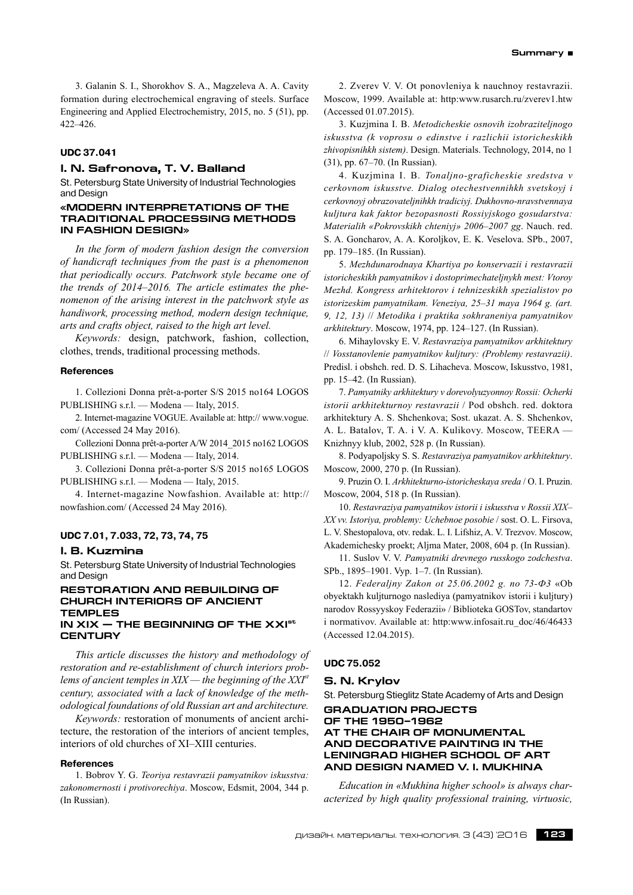3. Galanin S. I., Shorokhov S. A., Magzeleva A. A. Cavity formation during electrochemical engraving of steels. Surface Engineering and Applied Electrochemistry, 2015, no. 5 (51), pp. 422–426.

**UDC 37.041**

### I. N. Safronova, T. V. Balland

St. Petersburg State University of Industrial Technologies and Design

### «MODERN INTERPRETATIONS OF THE TRADITIONAL PROCESSING METHODS IN FASHION DESIGN»

*In the form of modern fashion design the conversion of handicraft techniques from the past is a phenomenon that periodically occurs. Patchwork style became one of the trends of 2014–2016. The article estimates the phenomenon of the arising interest in the patchwork style as handiwork, processing method, modern design technique, arts and crafts object, raised to the high art level.*

*Keywords:* design, patchwork, fashion, collection, clothes, trends, traditional processing methods.

#### References

1. Collezioni Donna prêt-a-porter S/S 2015 no164 LOGOS PUBLISHING s.r.l. — Modena — Italy, 2015.

2. Internet-magazine VOGUE. Available at: http:// www.vogue.com/ (Accessed 24 May 2016).

Collezioni Donna prêt-a-porter A/W 2014_2015 no162 LOGOS PUBLISHING s.r.l. — Modena — Italy, 2014.

3. Collezioni Donna prêt-a-porter S/S 2015 no165 LOGOS PUBLISHING s.r.l. — Modena — Italy, 2015.

4. Internet-magazine Nowfashion. Available at: http:// nowfashion.com/ (Accessed 24 May 2016).

**UDC 7.01, 7.033, 72, 73, 74, 75**

### I. B. Kuzmina

St. Petersburg State University of Industrial Technologies and Design

### RESTORATION AND REBUILDING OF CHURCH INTERIORS OF ANCIENT TEMPLES IN XIX — THE BEGINNING OF THE XXI[st] CENTURY

*This article discusses the history and methodology of restoration and re-establishment of church interiors problems of ancient temples in XIX — the beginning of the XXI[st] century, associated with a lack of knowledge of the methodological foundations of old Russian art and architecture.*

*Keywords:* restoration of monuments of ancient architecture, the restoration of the interiors of ancient temples, interiors of old churches of XI–XIII centuries.

#### References

1. Bobrov Y. G. *Teoriya restavrazii pamyatnikov iskusstva: zakonomernosti i protivorechiya*. Moscow, Edsmit, 2004, 344 p. (In Russian).

2. Zverev V. V. Ot ponovleniya k nauchnoy restavrazii. Moscow, 1999. Available at: http:www.rusarch.ru/zverev1.htw (Accessed 01.07.2015).

3. Kuzjmina I. B. *Metodicheskie osnovih izobraziteljnogo iskusstva (k voprosu o edinstve i razlichii istoricheskikh zhivopisnihkh sistem)*. Design. Materials. Technology, 2014, no 1 (31), pp. 67–70. (In Russian).

4. Kuzjmina I. B. *Tonaljno-graficheskie sredstva v cerkovnom iskusstve. Dialog otechestvennihkh svetskoyj i cerkovnoyj obrazovateljnihkh tradiciyj. Dukhovno-nravstvennaya kuljtura kak faktor bezopasnosti Rossiyjskogo gosudarstva: Materialih «Pokrovskikh chteniyj» 2006–2007 gg*. Nauch. red. S. A. Goncharov, A. A. Koroljkov, E. K. Veselova. SPb., 2007, pp. 179–185. (In Russian).

5. *Mezhdunarodnaya Khartiya po konservazii i restavrazii istoricheskikh pamyatnikov i dostoprimechateljnykh mest: Vtoroy Mezhd. Kongress arhitektorov i tehnizeskikh spezialistov po istorizeskim pamyatnikam. Veneziya, 25–31 maya 1964 g. (art. 9, 12, 13)* // *Metodika i praktika sokhraneniya pamyatnikov arkhitektury*. Moscow, 1974, pp. 124–127. (In Russian).

6. Mihaylovsky E. V. *Restavraziya pamyatnikov arhitektury* // *Vosstanovlenie pamyatnikov kuljtury: (Problemy restavrazii)*. Predisl. i obshch. red. D. S. Lihacheva. Moscow, Iskusstvo, 1981, pp. 15–42. (In Russian).

7. *Pamyatniky arkhitektury v dorevolyuzyonnoy Rossii: Ocherki istorii arkhitekturnoy restavrazii* / Pod obshch. red. doktora arkhitektury A. S. Shchenkova; Sost. ukazat. A. S. Shchenkov, A. L. Batalov, T. A. i V. A. Kulikovy. Moscow, TEERA — Knizhnyy klub, 2002, 528 p. (In Russian).

8. Podyapoljsky S. S. *Restavraziya pamyatnikov arkhitektury*. Moscow, 2000, 270 p. (In Russian).

9. Pruzin O. I. *Arkhitekturno-istoricheskaya sreda* / O. I. Pruzin. Moscow, 2004, 518 p. (In Russian).

10. *Restavraziya pamyatnikov istorii i iskusstva v Rossii XIX–XX vv. Istoriya, problemy: Uchebnoe posobie* / sost. O. L. Firsova, L. V. Shestopalova, otv. redak. L. I. Lifshiz, A. V. Trezvov. Moscow, Akademichesky proekt; Aljma Mater, 2008, 604 p. (In Russian).

11. Suslov V. V. *Pamyatniki drevnego russkogo zodchestva*. SPb., 1895–1901. Vyp. 1–7. (In Russian).

12. *Federaljny Zakon ot 25.06.2002 g. no 73-Ф3* «Ob obyektakh kuljturnogo naslediya (pamyatnikov istorii i kuljtury) narodov Rossyyskoy Federazii» / Biblioteka GOSTov, standartov i normativov. Available at: http:www.infosait.ru_doc/46/46433 (Accessed 12.04.2015).

**UDC 75.052**

### S. N. Krylov

St. Petersburg Stieglitz State Academy of Arts and Design

### GRADUATION PROJECTS OF THE 1950–1962 AT THE CHAIR OF MONUMENTAL AND DECORATIVE PAINTING IN THE LENINGRAD HIGHER SCHOOL OF ART AND DESIGN NAMED V. I. MUKHINA

*Education in «Mukhina higher school» is always characterized by high quality professional training, virtuosic,*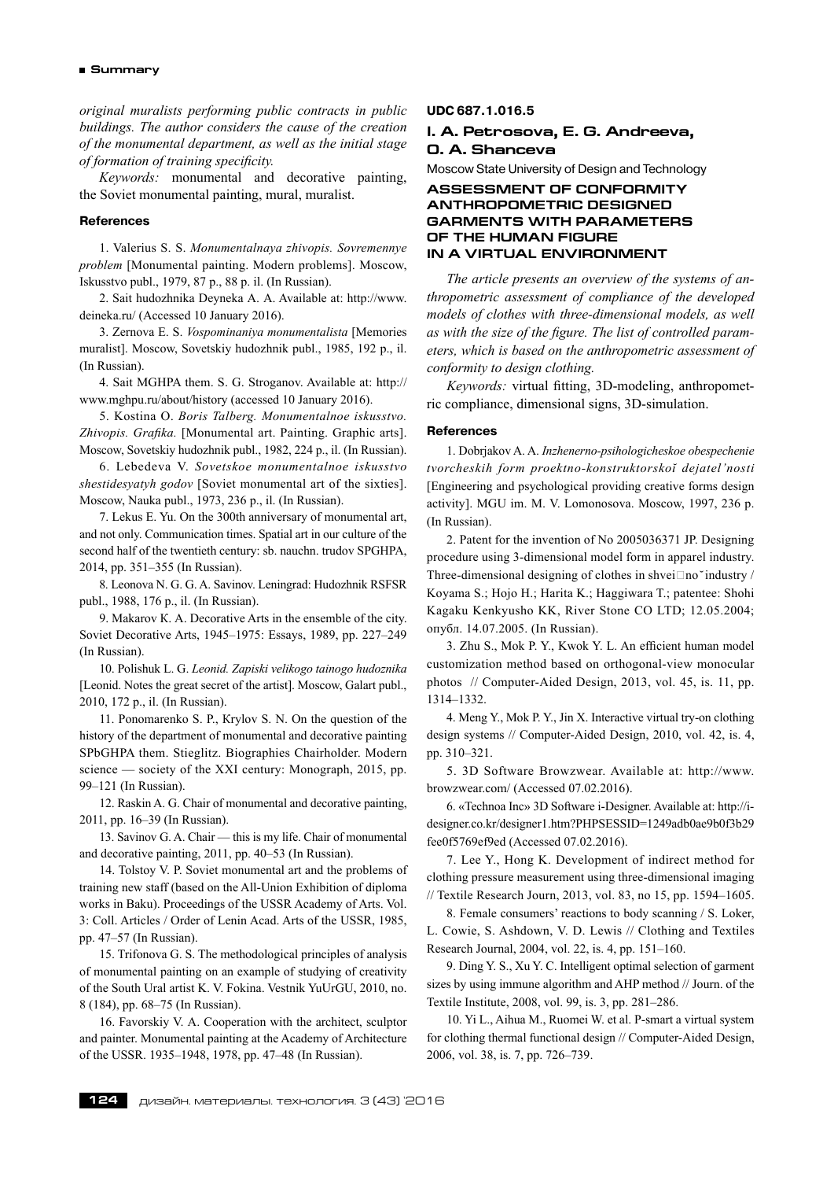*original muralists performing public contracts in public buildings. The author considers the cause of the creation of the monumental department, as well as the initial stage of formation of training specificity.*

*Keywords:* monumental and decorative painting, the Soviet monumental painting, mural, muralist.

#### References

1. Valerius S. S. *Monumentalnaya zhivopis. Sovremennye problem* [Monumental painting. Modern problems]. Moscow, Iskusstvo publ., 1979, 87 p., 88 p. il. (In Russian).

2. Sait hudozhnika Deyneka A. A. Available at: http://www.deineka.ru/ (Accessed 10 January 2016).

3. Zernova E. S. *Vospominaniya monumentalista* [Memories muralist]. Moscow, Sovetskiy hudozhnik publ., 1985, 192 p., il. (In Russian).

4. Sait MGHPA them. S. G. Stroganov. Available at: http://www.mghpu.ru/about/history (accessed 10 January 2016).

5. Kostina O. *Boris Talberg. Monumentalnoe iskusstvo. Zhivopis. Grafika.* [Monumental art. Painting. Graphic arts]. Moscow, Sovetskiy hudozhnik publ., 1982, 224 p., il. (In Russian).

6. Lebedeva V. *Sovetskoe monumentalnoe iskusstvo shestidesyatyh godov* [Soviet monumental art of the sixties]. Moscow, Nauka publ., 1973, 236 p., il. (In Russian).

7. Lekus E. Yu. On the 300th anniversary of monumental art, and not only. Communication times. Spatial art in our culture of the second half of the twentieth century: sb. nauchn. trudov SPGHPA, 2014, pp. 351–355 (In Russian).

8. Leonova N. G. G. A. Savinov. Leningrad: Hudozhnik RSFSR publ., 1988, 176 p., il. (In Russian).

9. Makarov K. A. Decorative Arts in the ensemble of the city. Soviet Decorative Arts, 1945–1975: Essays, 1989, pp. 227–249 (In Russian).

10. Polishuk L. G. *Leonid. Zapiski velikogo tainogo hudoznika* [Leonid. Notes the great secret of the artist]. Moscow, Galart publ., 2010, 172 p., il. (In Russian).

11. Ponomarenko S. P., Krylov S. N. On the question of the history of the department of monumental and decorative painting SPbGHPA them. Stieglitz. Biographies Chairholder. Modern science — society of the XXI century: Monograph, 2015, pp. 99–121 (In Russian).

12. Raskin A. G. Chair of monumental and decorative painting, 2011, pp. 16–39 (In Russian).

13. Savinov G. A. Chair — this is my life. Chair of monumental and decorative painting, 2011, pp. 40–53 (In Russian).

14. Tolstoy V. P. Soviet monumental art and the problems of training new staff (based on the All-Union Exhibition of diploma works in Baku). Proceedings of the USSR Academy of Arts. Vol. 3: Coll. Articles / Order of Lenin Acad. Arts of the USSR, 1985, pp. 47–57 (In Russian).

15. Trifonova G. S. The methodological principles of analysis of monumental painting on an example of studying of creativity of the South Ural artist K. V. Fokina. Vestnik YuUrGU, 2010, no. 8 (184), pp. 68–75 (In Russian).

16. Favorskiy V. A. Cooperation with the architect, sculptor and painter. Monumental painting at the Academy of Architecture of the USSR. 1935–1948, 1978, pp. 47–48 (In Russian).

**UDC 687.1.016.5**

### I. A. Petrosova, E. G. Andreeva, O. A. Shanceva

Moscow State University of Design and Technology

## ASSESSMENT OF CONFORMITY ANTHROPOMETRIC DESIGNED GARMENTS WITH PARAMETERS OF THE HUMAN FIGURE IN A VIRTUAL ENVIRONMENT

*The article presents an overview of the systems of anthropometric assessment of compliance of the developed models of clothes with three-dimensional models, as well as with the size of the figure. The list of controlled parameters, which is based on the anthropometric assessment of conformity to design clothing.*

*Keywords:* virtual fitting, 3D-modeling, anthropometric compliance, dimensional signs, 3D-simulation.

#### References

1. Dobrjakov A. A. *Inzhenerno-psihologicheskoe obespechenie tvorcheskih form proektno-konstruktorskoĭ dejatel'nosti* [Engineering and psychological providing creative forms design activity]. MGU im. M. V. Lomonosova. Moscow, 1997, 236 p. (In Russian).

2. Patent for the invention of No 2005036371 JP. Designing procedure using 3-dimensional model form in apparel industry. Three-dimensional designing of clothes in shvei□noˇ industry / Koyama S.; Hojo H.; Harita K.; Haggiwara T.; patentee: Shohi Kagaku Kenkyusho KK, River Stone CO LTD; 12.05.2004; опубл. 14.07.2005. (In Russian).

3. Zhu S., Mok P. Y., Kwok Y. L. An efficient human model customization method based on orthogonal-view monocular photos // Computer-Aided Design, 2013, vol. 45, is. 11, pp. 1314–1332.

4. Meng Y., Mok P. Y., Jin X. Interactive virtual try-on clothing design systems // Computer-Aided Design, 2010, vol. 42, is. 4, pp. 310–321.

5. 3D Software Browzwear. Available at: http://www.browzwear.com/ (Accessed 07.02.2016).

6. «Technoa Inc» 3D Software i-Designer. Available at: http://i-designer.co.kr/designer1.htm?PHPSESSID=1249adb0ae9b0f3b29fee0f5769ef9ed (Accessed 07.02.2016).

7. Lee Y., Hong K. Development of indirect method for clothing pressure measurement using three-dimensional imaging // Textile Research Journ, 2013, vol. 83, no 15, pp. 1594–1605.

8. Female consumers' reactions to body scanning / S. Loker, L. Cowie, S. Ashdown, V. D. Lewis // Clothing and Textiles Research Journal, 2004, vol. 22, is. 4, pp. 151–160.

9. Ding Y. S., Xu Y. C. Intelligent optimal selection of garment sizes by using immune algorithm and AHP method // Journ. of the Textile Institute, 2008, vol. 99, is. 3, pp. 281–286.

10. Yi L., Aihua M., Ruomei W. et al. P-smart a virtual system for clothing thermal functional design // Computer-Aided Design, 2006, vol. 38, is. 7, pp. 726–739.